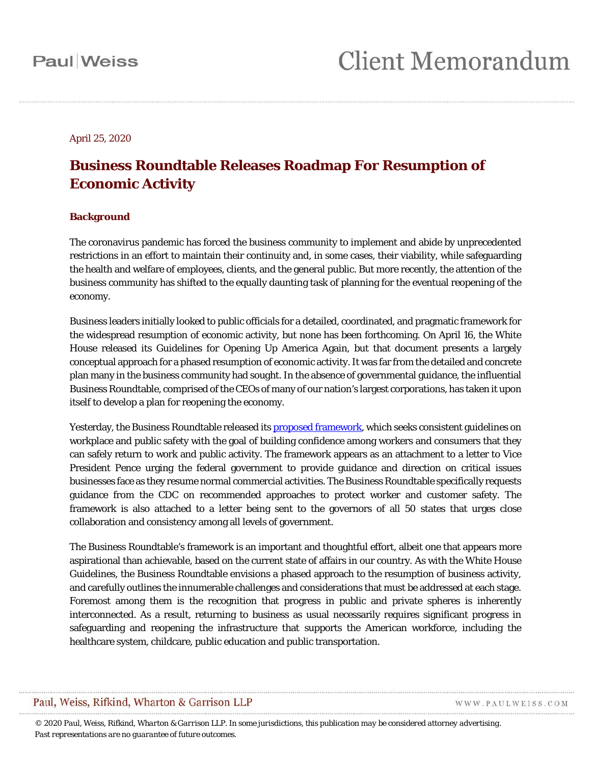Paul|Weiss

# Client Memorandum

April 25, 2020

## Business Roundtable Releases Roadmap For Resumption of Economic Activity

### Background

The coronavirus pandemic has forced the business community to implement and abide by unprecedented restrictions in an effort to maintain their continuity and, in some cases, their viability, while safeguarding the health and welfare of employees, clients, and the general public. But more recently, the attention of the business community has shifted to the equally daunting task of planning for the eventual reopening of the economy.

Business leaders initially looked to public officials for a detailed, coordinated, and pragmatic framework for the widespread resumption of economic activity, but none has been forthcoming. On April 16, the White House released its Guidelines for Opening Up America Again, but that document presents a largely conceptual approach for a phased resumption of economic activity. It was far from the detailed and concrete plan many in the business community had sought. In the absence of governmental guidance, the influential Business Roundtable, comprised of the CEOs of many of our nation's largest corporations, has taken it upon itself to develop a plan for reopening the economy.

Yesterday, the Business Roundtable released its proposed framework, which seeks consistent guidelines on workplace and public safety with the goal of building confidence among workers and consumers that they can safely return to work and public activity. The framework appears as an attachment to a letter to Vice President Pence urging the federal government to provide guidance and direction on critical issues businesses face as they resume normal commercial activities. The Business Roundtable specifically requests guidance from the CDC on recommended approaches to protect worker and customer safety. The framework is also attached to a letter being sent to the governors of all 50 states that urges close collaboration and consistency among all levels of government.

The Business Roundtable's framework is an important and thoughtful effort, albeit one that appears more aspirational than achievable, based on the current state of affairs in our country. As with the White House Guidelines, the Business Roundtable envisions a phased approach to the resumption of business activity, and carefully outlines the innumerable challenges and considerations that must be addressed at each stage. Foremost among them is the recognition that progress in public and private spheres is inherently interconnected. As a result, returning to business as usual necessarily requires significant progress in safeguarding and reopening the infrastructure that supports the American workforce, including the healthcare system, childcare, public education and public transportation.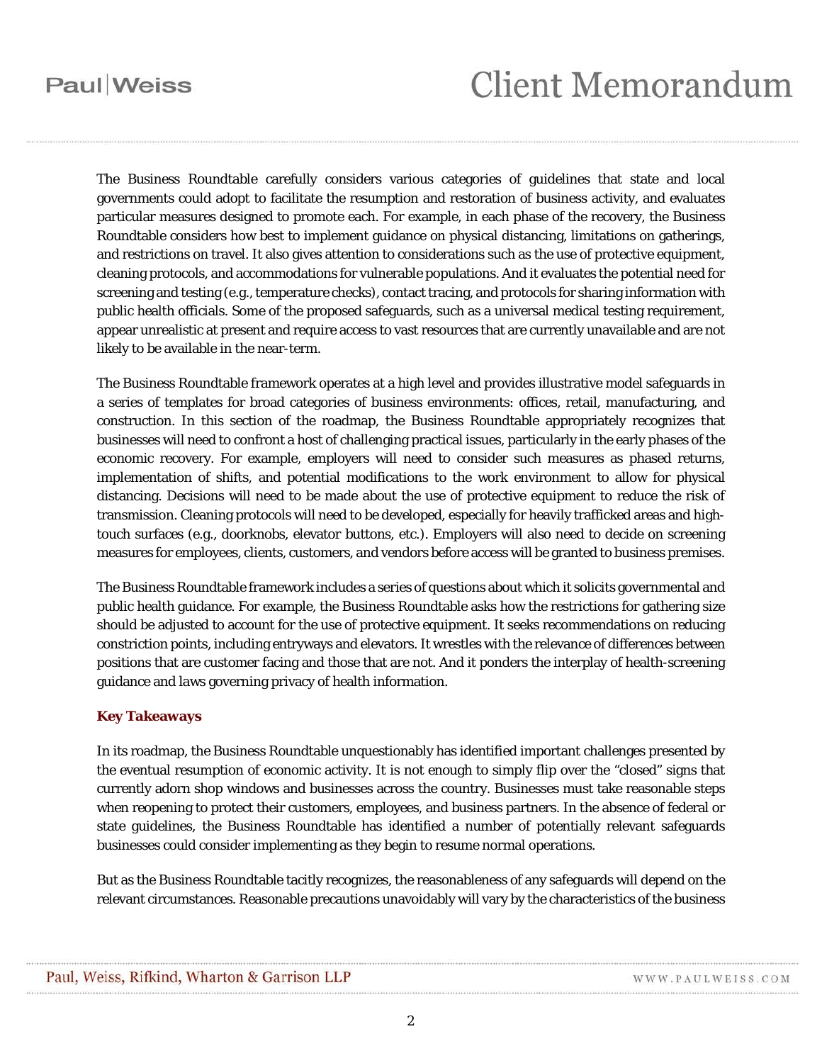The Business Roundtable carefully considers various categories of guidelines that state and local governments could adopt to facilitate the resumption and restoration of business activity, and evaluates particular measures designed to promote each. For example, in each phase of the recovery, the Business Roundtable considers how best to implement guidance on physical distancing, limitations on gatherings, and restrictions on travel. It also gives attention to considerations such as the use of protective equipment, cleaning protocols, and accommodations for vulnerable populations. And it evaluates the potential need for screening and testing (e.g., temperature checks), contact tracing, and protocols for sharing information with public health officials. Some of the proposed safeguards, such as a universal medical testing requirement, appear unrealistic at present and require access to vast resources that are currently unavailable and are not likely to be available in the near-term.

The Business Roundtable framework operates at a high level and provides illustrative model safeguards in a series of templates for broad categories of business environments: offices, retail, manufacturing, and construction. In this section of the roadmap, the Business Roundtable appropriately recognizes that businesses will need to confront a host of challenging practical issues, particularly in the early phases of the economic recovery. For example, employers will need to consider such measures as phased returns, implementation of shifts, and potential modifications to the work environment to allow for physical distancing. Decisions will need to be made about the use of protective equipment to reduce the risk of transmission. Cleaning protocols will need to be developed, especially for heavily trafficked areas and high-touch surfaces (e.g., doorknobs, elevator buttons, etc.). Employers will also need to decide on screening measures for employees, clients, customers, and vendors before access will be granted to business premises.

The Business Roundtable framework includes a series of questions about which it solicits governmental and public health guidance. For example, the Business Roundtable asks how the restrictions for gathering size should be adjusted to account for the use of protective equipment. It seeks recommendations on reducing constriction points, including entryways and elevators. It wrestles with the relevance of differences between positions that are customer facing and those that are not. And it ponders the interplay of health-screening guidance and laws governing privacy of health information.

**Key Takeaways**

In its roadmap, the Business Roundtable unquestionably has identified important challenges presented by the eventual resumption of economic activity. It is not enough to simply flip over the "closed" signs that currently adorn shop windows and businesses across the country. Businesses must take reasonable steps when reopening to protect their customers, employees, and business partners. In the absence of federal or state guidelines, the Business Roundtable has identified a number of potentially relevant safeguards businesses could consider implementing as they begin to resume normal operations.

But as the Business Roundtable tacitly recognizes, the reasonableness of any safeguards will depend on the relevant circumstances. Reasonable precautions unavoidably will vary by the characteristics of the business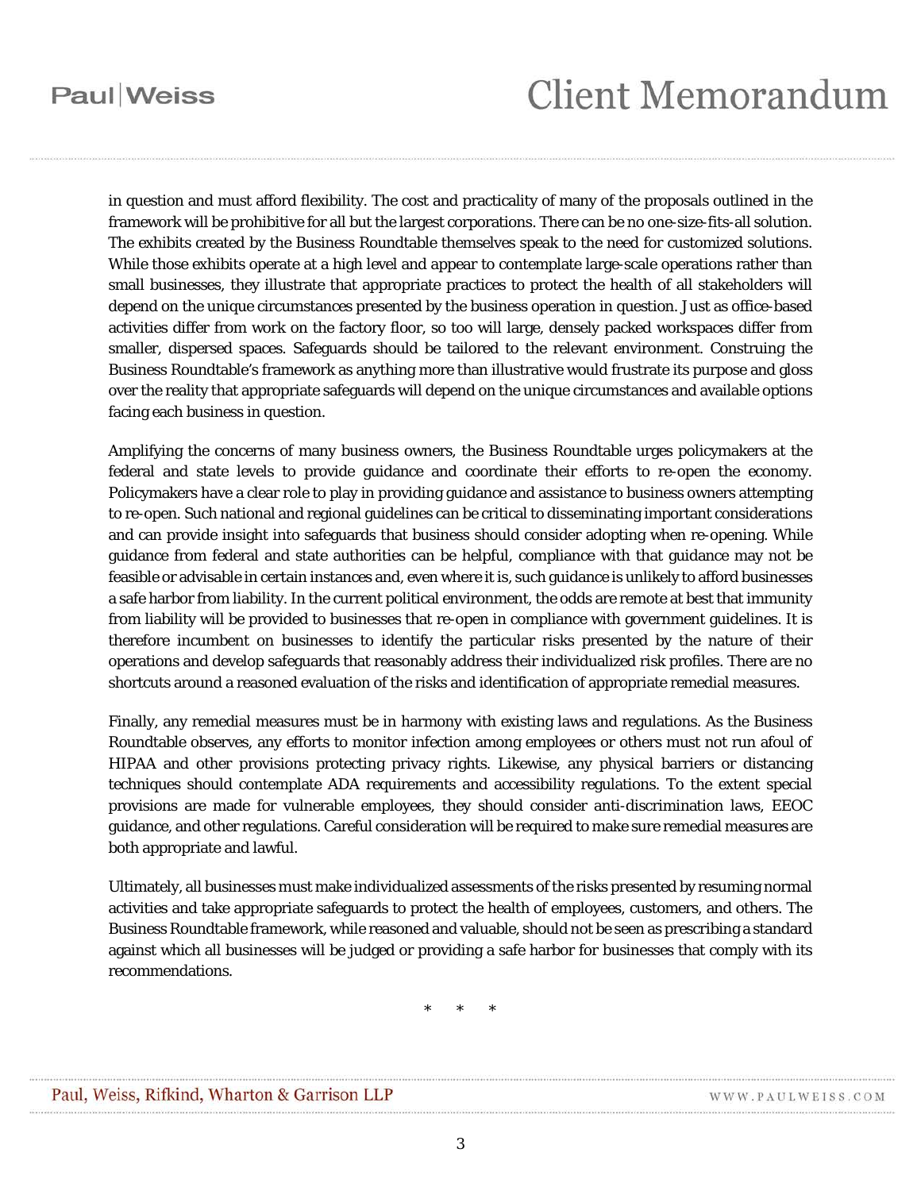in question and must afford flexibility. The cost and practicality of many of the proposals outlined in the framework will be prohibitive for all but the largest corporations. There can be no one-size-fits-all solution. The exhibits created by the Business Roundtable themselves speak to the need for customized solutions. While those exhibits operate at a high level and appear to contemplate large-scale operations rather than small businesses, they illustrate that appropriate practices to protect the health of all stakeholders will depend on the unique circumstances presented by the business operation in question. Just as office-based activities differ from work on the factory floor, so too will large, densely packed workspaces differ from smaller, dispersed spaces. Safeguards should be tailored to the relevant environment. Construing the Business Roundtable's framework as anything more than illustrative would frustrate its purpose and gloss over the reality that appropriate safeguards will depend on the unique circumstances and available options facing each business in question.

Amplifying the concerns of many business owners, the Business Roundtable urges policymakers at the federal and state levels to provide guidance and coordinate their efforts to re-open the economy. Policymakers have a clear role to play in providing guidance and assistance to business owners attempting to re-open. Such national and regional guidelines can be critical to disseminating important considerations and can provide insight into safeguards that business should consider adopting when re-opening. While guidance from federal and state authorities can be helpful, compliance with that guidance may not be feasible or advisable in certain instances and, even where it is, such guidance is unlikely to afford businesses a safe harbor from liability. In the current political environment, the odds are remote at best that immunity from liability will be provided to businesses that re-open in compliance with government guidelines. It is therefore incumbent on businesses to identify the particular risks presented by the nature of their operations and develop safeguards that reasonably address their individualized risk profiles. There are no shortcuts around a reasoned evaluation of the risks and identification of appropriate remedial measures.

Finally, any remedial measures must be in harmony with existing laws and regulations. As the Business Roundtable observes, any efforts to monitor infection among employees or others must not run afoul of HIPAA and other provisions protecting privacy rights. Likewise, any physical barriers or distancing techniques should contemplate ADA requirements and accessibility regulations. To the extent special provisions are made for vulnerable employees, they should consider anti-discrimination laws, EEOC guidance, and other regulations. Careful consideration will be required to make sure remedial measures are both appropriate and lawful.

Ultimately, all businesses must make individualized assessments of the risks presented by resuming normal activities and take appropriate safeguards to protect the health of employees, customers, and others. The Business Roundtable framework, while reasoned and valuable, should not be seen as prescribing a standard against which all businesses will be judged or providing a safe harbor for businesses that comply with its recommendations.

\* \* \*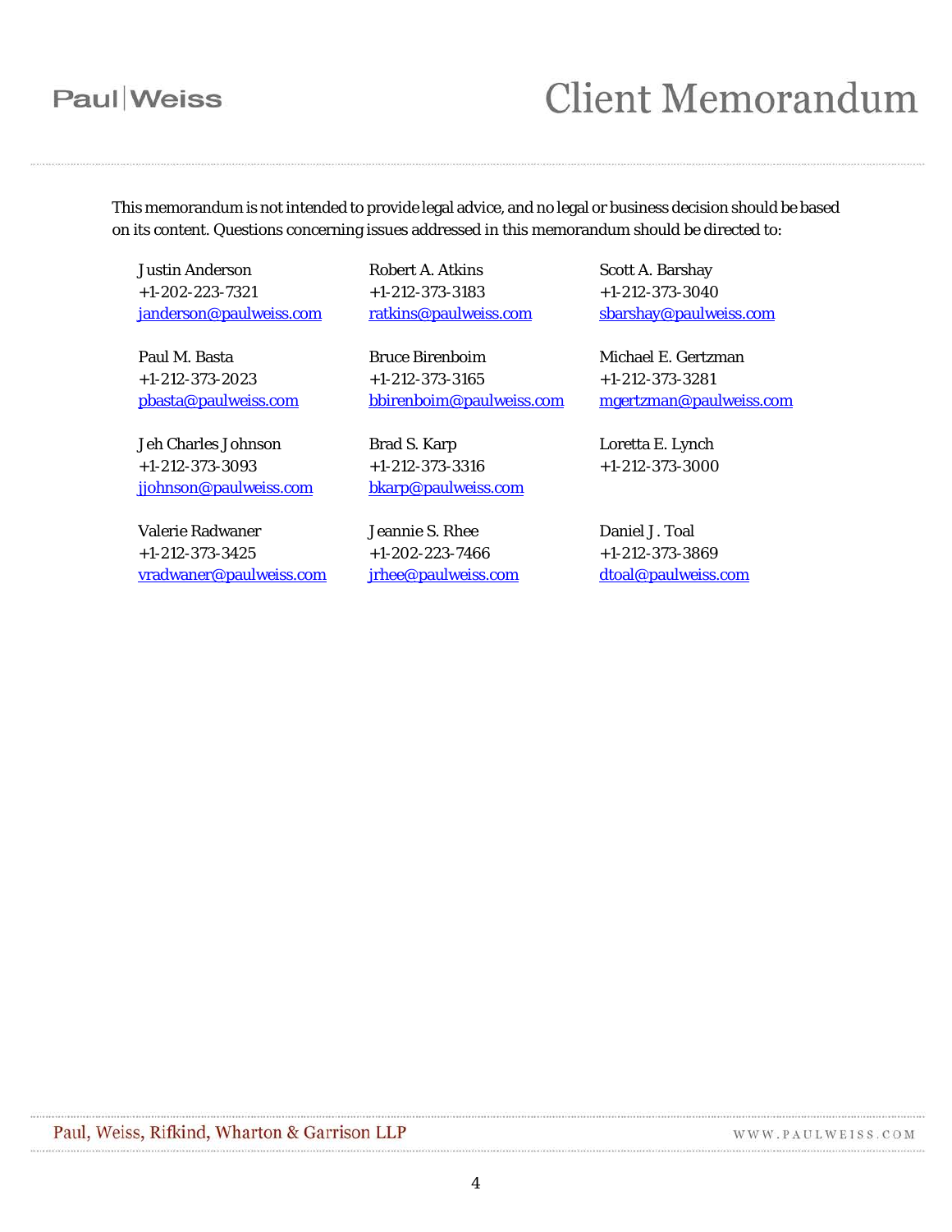This memorandum is not intended to provide legal advice, and no legal or business decision should be based on its content. Questions concerning issues addressed in this memorandum should be directed to:

| | | |
|---|---|---|
| Justin Anderson<br>+1-202-223-7321<br>janderson@paulweiss.com | Robert A. Atkins<br>+1-212-373-3183<br>ratkins@paulweiss.com | Scott A. Barshay<br>+1-212-373-3040<br>sbarshay@paulweiss.com |
| Paul M. Basta<br>+1-212-373-2023<br>pbasta@paulweiss.com | Bruce Birenboim<br>+1-212-373-3165<br>bbirenboim@paulweiss.com | Michael E. Gertzman<br>+1-212-373-3281<br>mgertzman@paulweiss.com |
| Jeh Charles Johnson<br>+1-212-373-3093<br>jjohnson@paulweiss.com | Brad S. Karp<br>+1-212-373-3316<br>bkarp@paulweiss.com | Loretta E. Lynch<br>+1-212-373-3000 |
| Valerie Radwaner<br>+1-212-373-3425<br>vradwaner@paulweiss.com | Jeannie S. Rhee<br>+1-202-223-7466<br>jrhee@paulweiss.com | Daniel J. Toal<br>+1-212-373-3869<br>dtoal@paulweiss.com |